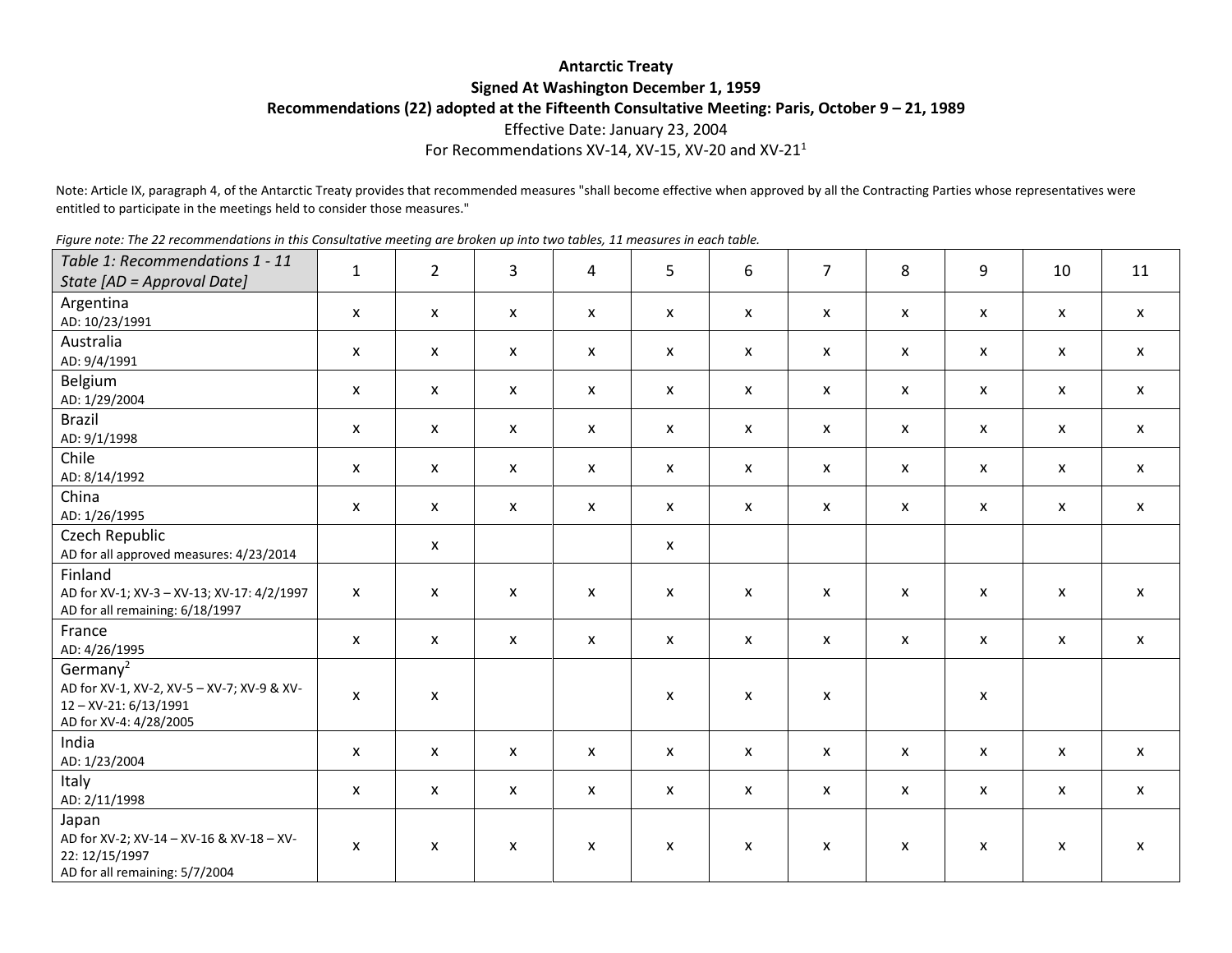**Antarctic Treaty**

**Signed At Washington December 1, 1959**

**Recommendations (22) adopted at the Fifteenth Consultative Meeting: Paris, October 9 – 21, 1989**

Effective Date: January 23, 2004

For Recommendations XV-14, XV-15, XV-20 and XV-21[1]

Note: Article IX, paragraph 4, of the Antarctic Treaty provides that recommended measures "shall become effective when approved by all the Contracting Parties whose representatives were entitled to participate in the meetings held to consider those measures."

*Figure note: The 22 recommendations in this Consultative meeting are broken up into two tables, 11 measures in each table.*

| *Table 1: Recommendations 1 - 11 State [AD = Approval Date]* | 1 | 2 | 3 | 4 | 5 | 6 | 7 | 8 | 9 | 10 | 11 |
|---|---|---|---|---|---|---|---|---|---|---|---|
| Argentina<br>AD: 10/23/1991 | x | x | x | x | x | x | x | x | x | x | x |
| Australia<br>AD: 9/4/1991 | x | x | x | x | x | x | x | x | x | x | x |
| Belgium<br>AD: 1/29/2004 | x | x | x | x | x | x | x | x | x | x | x |
| Brazil<br>AD: 9/1/1998 | x | x | x | x | x | x | x | x | x | x | x |
| Chile<br>AD: 8/14/1992 | x | x | x | x | x | x | x | x | x | x | x |
| China<br>AD: 1/26/1995 | x | x | x | x | x | x | x | x | x | x | x |
| Czech Republic<br>AD for all approved measures: 4/23/2014 | | x | | | x | | | | | | |
| Finland<br>AD for XV-1; XV-3 – XV-13; XV-17: 4/2/1997<br>AD for all remaining: 6/18/1997 | x | x | x | x | x | x | x | x | x | x | x |
| France<br>AD: 4/26/1995 | x | x | x | x | x | x | x | x | x | x | x |
| Germany[2]<br>AD for XV-1, XV-2, XV-5 – XV-7; XV-9 & XV-12 – XV-21: 6/13/1991<br>AD for XV-4: 4/28/2005 | x | x | | | x | x | x | | x | | |
| India<br>AD: 1/23/2004 | x | x | x | x | x | x | x | x | x | x | x |
| Italy<br>AD: 2/11/1998 | x | x | x | x | x | x | x | x | x | x | x |
| Japan<br>AD for XV-2; XV-14 – XV-16 & XV-18 – XV-22: 12/15/1997<br>AD for all remaining: 5/7/2004 | x | x | x | x | x | x | x | x | x | x | x |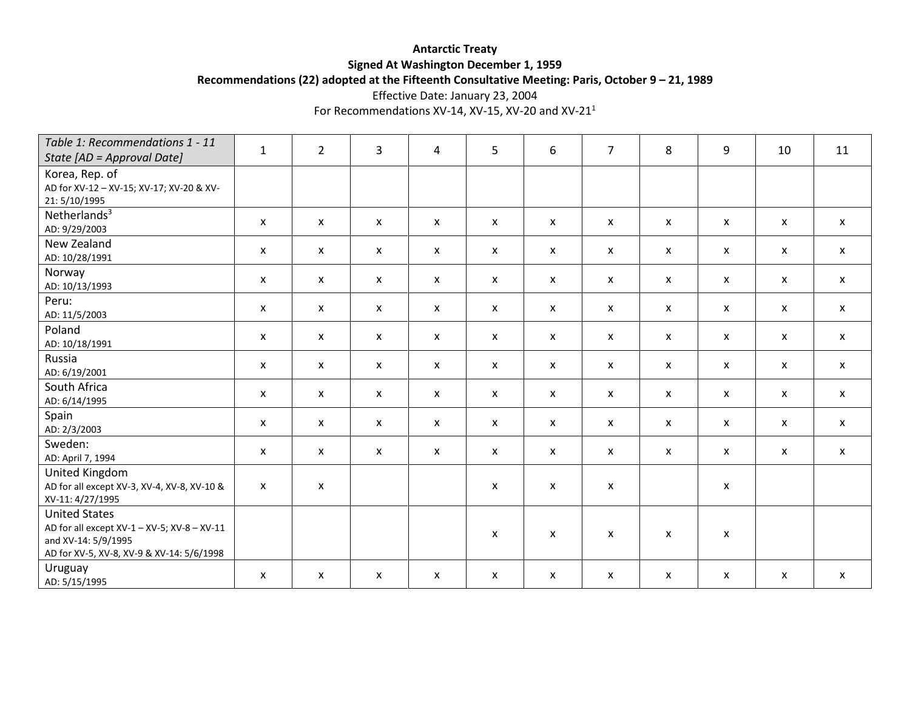**Antarctic Treaty**

**Signed At Washington December 1, 1959**

**Recommendations (22) adopted at the Fifteenth Consultative Meeting: Paris, October 9 – 21, 1989**

Effective Date: January 23, 2004

For Recommendations XV-14, XV-15, XV-20 and XV-21[1]

| *Table 1: Recommendations 1 - 11 State [AD = Approval Date]* | 1 | 2 | 3 | 4 | 5 | 6 | 7 | 8 | 9 | 10 | 11 |
|---|---|---|---|---|---|---|---|---|---|---|---|
| Korea, Rep. of<br>AD for XV-12 – XV-15; XV-17; XV-20 & XV-21: 5/10/1995 | | | | | | | | | | | |
| Netherlands[3]<br>AD: 9/29/2003 | x | x | x | x | x | x | x | x | x | x | x |
| New Zealand<br>AD: 10/28/1991 | x | x | x | x | x | x | x | x | x | x | x |
| Norway<br>AD: 10/13/1993 | x | x | x | x | x | x | x | x | x | x | x |
| Peru:<br>AD: 11/5/2003 | x | x | x | x | x | x | x | x | x | x | x |
| Poland<br>AD: 10/18/1991 | x | x | x | x | x | x | x | x | x | x | x |
| Russia<br>AD: 6/19/2001 | x | x | x | x | x | x | x | x | x | x | x |
| South Africa<br>AD: 6/14/1995 | x | x | x | x | x | x | x | x | x | x | x |
| Spain<br>AD: 2/3/2003 | x | x | x | x | x | x | x | x | x | x | x |
| Sweden:<br>AD: April 7, 1994 | x | x | x | x | x | x | x | x | x | x | x |
| United Kingdom<br>AD for all except XV-3, XV-4, XV-8, XV-10 & XV-11: 4/27/1995 | x | x | | | x | x | x | | x | | |
| United States<br>AD for all except XV-1 – XV-5; XV-8 – XV-11 and XV-14: 5/9/1995<br>AD for XV-5, XV-8, XV-9 & XV-14: 5/6/1998 | | | | | x | x | x | x | x | | |
| Uruguay<br>AD: 5/15/1995 | x | x | x | x | x | x | x | x | x | x | x |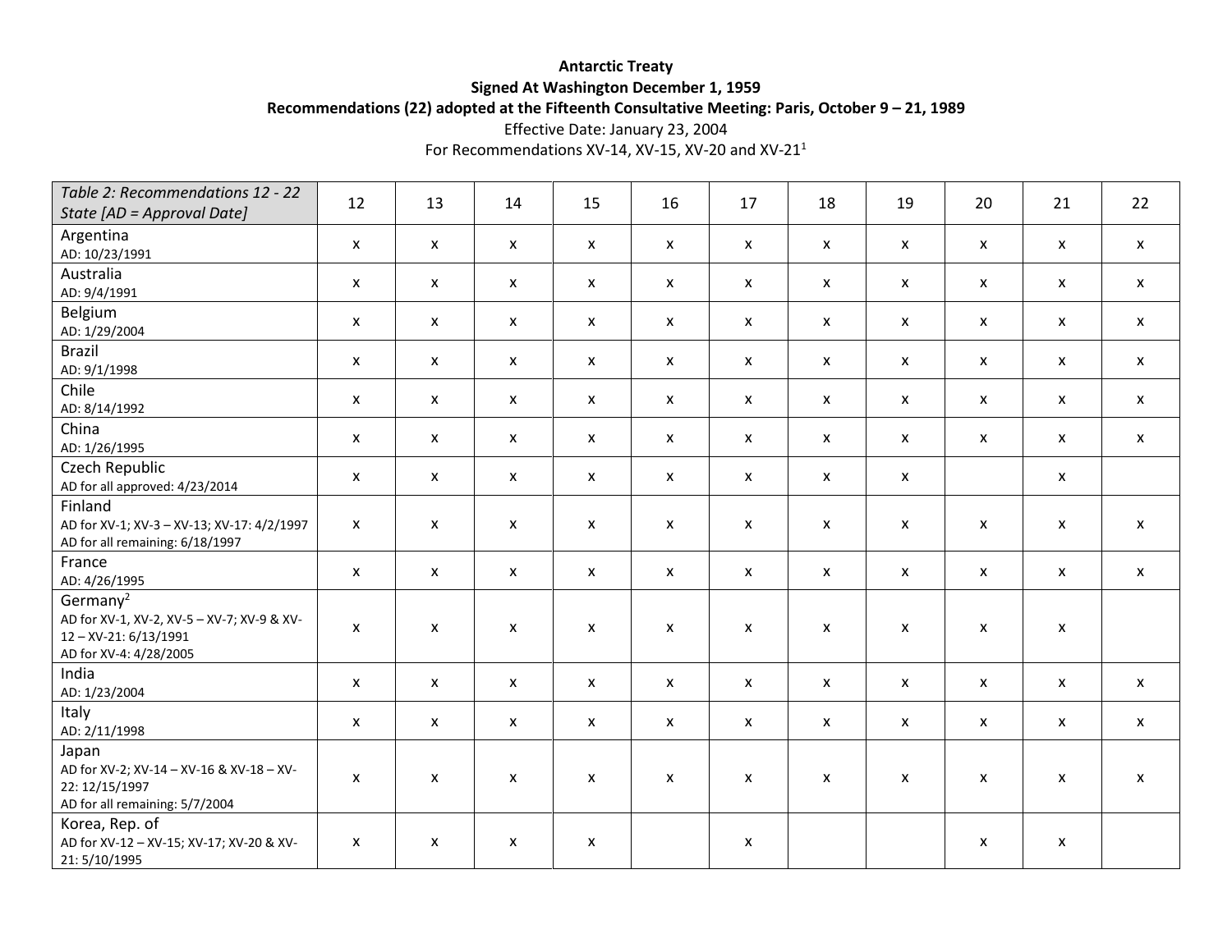**Antarctic Treaty**

**Signed At Washington December 1, 1959**

**Recommendations (22) adopted at the Fifteenth Consultative Meeting: Paris, October 9 – 21, 1989**

Effective Date: January 23, 2004

For Recommendations XV-14, XV-15, XV-20 and XV-21[1]

| *Table 2: Recommendations 12 - 22 State [AD = Approval Date]* | 12 | 13 | 14 | 15 | 16 | 17 | 18 | 19 | 20 | 21 | 22 |
|---|---|---|---|---|---|---|---|---|---|---|---|
| Argentina<br>AD: 10/23/1991 | x | x | x | x | x | x | x | x | x | x | x |
| Australia<br>AD: 9/4/1991 | x | x | x | x | x | x | x | x | x | x | x |
| Belgium<br>AD: 1/29/2004 | x | x | x | x | x | x | x | x | x | x | x |
| Brazil<br>AD: 9/1/1998 | x | x | x | x | x | x | x | x | x | x | x |
| Chile<br>AD: 8/14/1992 | x | x | x | x | x | x | x | x | x | x | x |
| China<br>AD: 1/26/1995 | x | x | x | x | x | x | x | x | x | x | x |
| Czech Republic<br>AD for all approved: 4/23/2014 | x | x | x | x | x | x | x | x | | x | |
| Finland<br>AD for XV-1; XV-3 – XV-13; XV-17: 4/2/1997<br>AD for all remaining: 6/18/1997 | x | x | x | x | x | x | x | x | x | x | x |
| France<br>AD: 4/26/1995 | x | x | x | x | x | x | x | x | x | x | x |
| Germany[2]<br>AD for XV-1, XV-2, XV-5 – XV-7; XV-9 & XV-12 – XV-21: 6/13/1991<br>AD for XV-4: 4/28/2005 | x | x | x | x | x | x | x | x | x | x | |
| India<br>AD: 1/23/2004 | x | x | x | x | x | x | x | x | x | x | x |
| Italy<br>AD: 2/11/1998 | x | x | x | x | x | x | x | x | x | x | x |
| Japan<br>AD for XV-2; XV-14 – XV-16 & XV-18 – XV-22: 12/15/1997<br>AD for all remaining: 5/7/2004 | x | x | x | x | x | x | x | x | x | x | x |
| Korea, Rep. of<br>AD for XV-12 – XV-15; XV-17; XV-20 & XV-21: 5/10/1995 | x | x | x | x | | x | | | x | x | |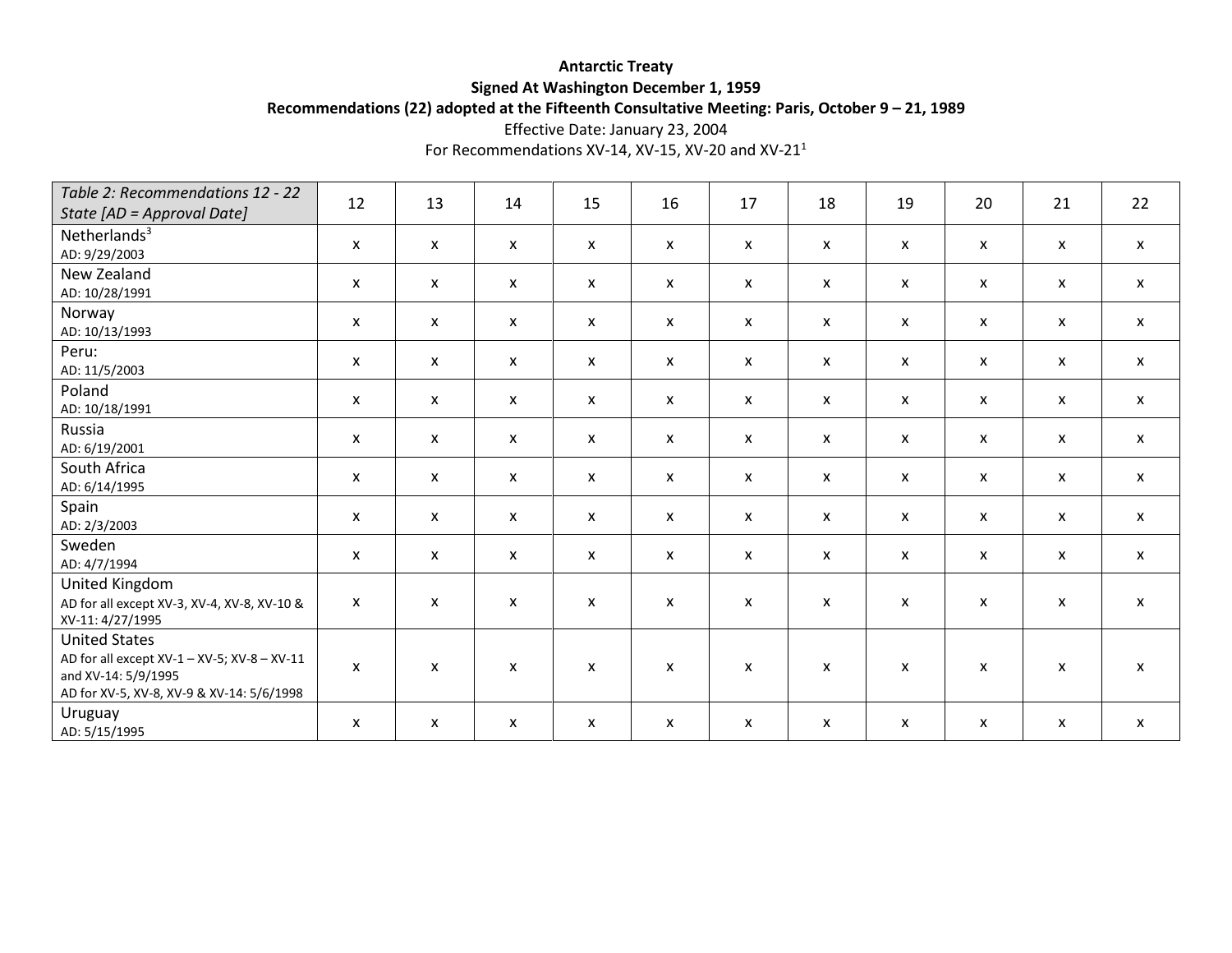**Antarctic Treaty**

**Signed At Washington December 1, 1959**

**Recommendations (22) adopted at the Fifteenth Consultative Meeting: Paris, October 9 – 21, 1989**

Effective Date: January 23, 2004

For Recommendations XV-14, XV-15, XV-20 and XV-21[1]

| *Table 2: Recommendations 12 - 22 State [AD = Approval Date]* | 12 | 13 | 14 | 15 | 16 | 17 | 18 | 19 | 20 | 21 | 22 |
|---|---|---|---|---|---|---|---|---|---|---|---|
| Netherlands[3] AD: 9/29/2003 | x | x | x | x | x | x | x | x | x | x | x |
| New Zealand AD: 10/28/1991 | x | x | x | x | x | x | x | x | x | x | x |
| Norway AD: 10/13/1993 | x | x | x | x | x | x | x | x | x | x | x |
| Peru: AD: 11/5/2003 | x | x | x | x | x | x | x | x | x | x | x |
| Poland AD: 10/18/1991 | x | x | x | x | x | x | x | x | x | x | x |
| Russia AD: 6/19/2001 | x | x | x | x | x | x | x | x | x | x | x |
| South Africa AD: 6/14/1995 | x | x | x | x | x | x | x | x | x | x | x |
| Spain AD: 2/3/2003 | x | x | x | x | x | x | x | x | x | x | x |
| Sweden AD: 4/7/1994 | x | x | x | x | x | x | x | x | x | x | x |
| United Kingdom AD for all except XV-3, XV-4, XV-8, XV-10 & XV-11: 4/27/1995 | x | x | x | x | x | x | x | x | x | x | x |
| United States AD for all except XV-1 – XV-5; XV-8 – XV-11 and XV-14: 5/9/1995 AD for XV-5, XV-8, XV-9 & XV-14: 5/6/1998 | x | x | x | x | x | x | x | x | x | x | x |
| Uruguay AD: 5/15/1995 | x | x | x | x | x | x | x | x | x | x | x |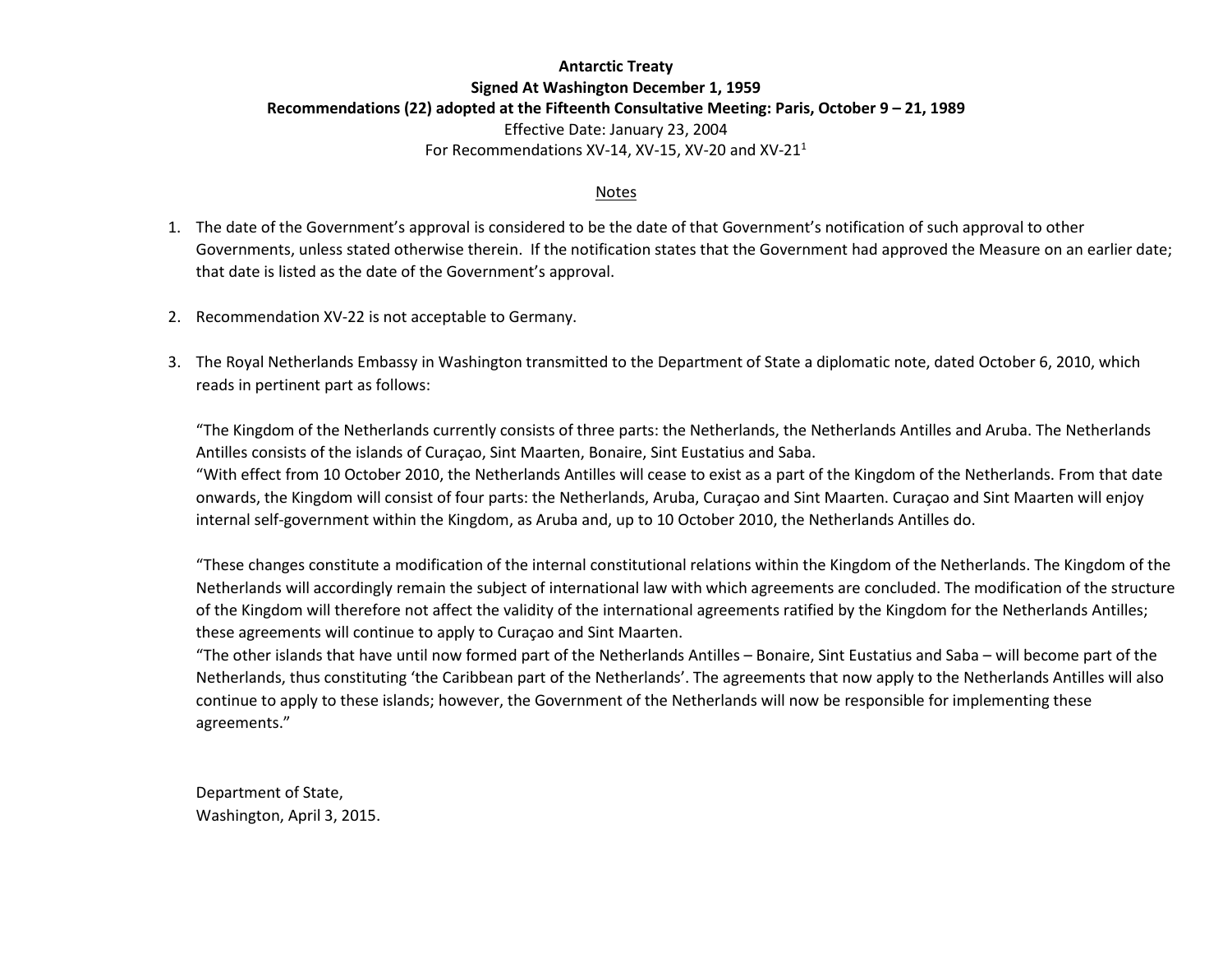**Antarctic Treaty**
**Signed At Washington December 1, 1959**
**Recommendations (22) adopted at the Fifteenth Consultative Meeting: Paris, October 9 – 21, 1989**
Effective Date: January 23, 2004
For Recommendations XV-14, XV-15, XV-20 and XV-21[1]

Notes

1. The date of the Government's approval is considered to be the date of that Government's notification of such approval to other Governments, unless stated otherwise therein. If the notification states that the Government had approved the Measure on an earlier date; that date is listed as the date of the Government's approval.

2. Recommendation XV-22 is not acceptable to Germany.

3. The Royal Netherlands Embassy in Washington transmitted to the Department of State a diplomatic note, dated October 6, 2010, which reads in pertinent part as follows:

   "The Kingdom of the Netherlands currently consists of three parts: the Netherlands, the Netherlands Antilles and Aruba. The Netherlands Antilles consists of the islands of Curaçao, Sint Maarten, Bonaire, Sint Eustatius and Saba.
   "With effect from 10 October 2010, the Netherlands Antilles will cease to exist as a part of the Kingdom of the Netherlands. From that date onwards, the Kingdom will consist of four parts: the Netherlands, Aruba, Curaçao and Sint Maarten. Curaçao and Sint Maarten will enjoy internal self-government within the Kingdom, as Aruba and, up to 10 October 2010, the Netherlands Antilles do.

   "These changes constitute a modification of the internal constitutional relations within the Kingdom of the Netherlands. The Kingdom of the Netherlands will accordingly remain the subject of international law with which agreements are concluded. The modification of the structure of the Kingdom will therefore not affect the validity of the international agreements ratified by the Kingdom for the Netherlands Antilles; these agreements will continue to apply to Curaçao and Sint Maarten.
   "The other islands that have until now formed part of the Netherlands Antilles – Bonaire, Sint Eustatius and Saba – will become part of the Netherlands, thus constituting 'the Caribbean part of the Netherlands'. The agreements that now apply to the Netherlands Antilles will also continue to apply to these islands; however, the Government of the Netherlands will now be responsible for implementing these agreements."

Department of State,
Washington, April 3, 2015.